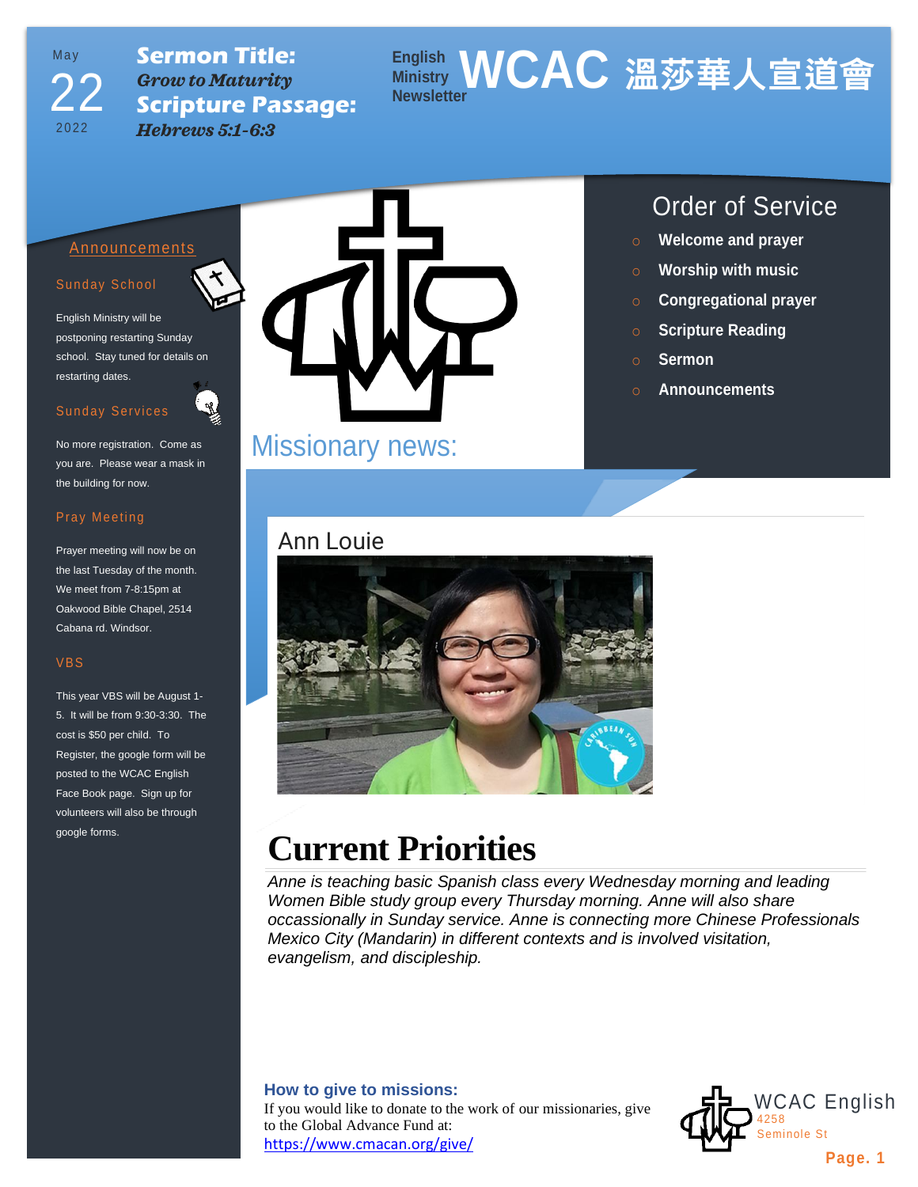May
22
2022

**Sermon Title:**
***Grow to Maturity***
**Scripture Passage:**
***Hebrews 5:1-6:3***

English Ministry Newsletter

# WCAC 溫莎華人宣道會

## Order of Service

- Welcome and prayer
- Worship with music
- Congregational prayer
- Scripture Reading
- Sermon
- Announcements

## Announcements

### Sunday School

English Ministry will be postponing restarting Sunday school. Stay tuned for details on restarting dates.

### Sunday Services

No more registration. Come as you are. Please wear a mask in the building for now.

### Pray Meeting

Prayer meeting will now be on the last Tuesday of the month. We meet from 7-8:15pm at Oakwood Bible Chapel, 2514 Cabana rd. Windsor.

### VBS

This year VBS will be August 1-5. It will be from 9:30-3:30. The cost is $50 per child. To Register, the google form will be posted to the WCAC English Face Book page. Sign up for volunteers will also be through google forms.

## Missionary news:

### Ann Louie

# Current Priorities

*Anne is teaching basic Spanish class every Wednesday morning and leading Women Bible study group every Thursday morning. Anne will also share occassionally in Sunday service. Anne is connecting more Chinese Professionals Mexico City (Mandarin) in different contexts and is involved visitation, evangelism, and discipleship.*

**How to give to missions:**
If you would like to donate to the work of our missionaries, give to the Global Advance Fund at:
https://www.cmacan.org/give/

WCAC English
4258 Seminole St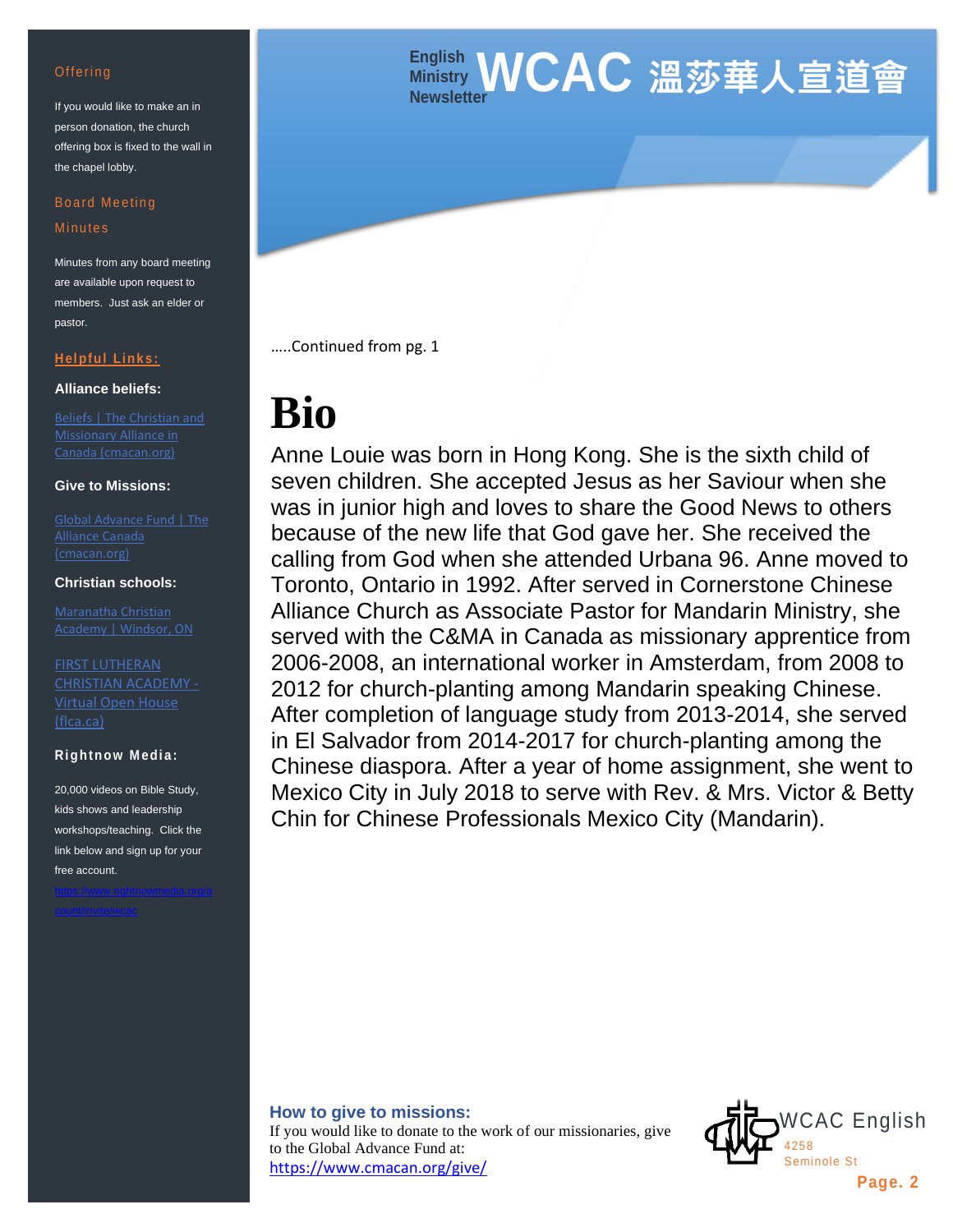English Ministry Newsletter **WCAC 溫莎華人宣道會**

## Offering

If you would like to make an in person donation, the church offering box is fixed to the wall in the chapel lobby.

## Board Meeting Minutes

Minutes from any board meeting are available upon request to members. Just ask an elder or pastor.

## Helpful Links:

**Alliance beliefs:**

Beliefs | The Christian and Missionary Alliance in Canada (cmacan.org)

**Give to Missions:**

Global Advance Fund | The Alliance Canada (cmacan.org)

**Christian schools:**

Maranatha Christian Academy | Windsor, ON

FIRST LUTHERAN CHRISTIAN ACADEMY - Virtual Open House (flca.ca)

**Rightnow Media:**

20,000 videos on Bible Study, kids shows and leadership workshops/teaching. Click the link below and sign up for your free account.

https://www.rightnowmedia.org/account/invite/wcac

…..Continued from pg. 1

# Bio

Anne Louie was born in Hong Kong. She is the sixth child of seven children. She accepted Jesus as her Saviour when she was in junior high and loves to share the Good News to others because of the new life that God gave her. She received the calling from God when she attended Urbana 96. Anne moved to Toronto, Ontario in 1992. After served in Cornerstone Chinese Alliance Church as Associate Pastor for Mandarin Ministry, she served with the C&MA in Canada as missionary apprentice from 2006-2008, an international worker in Amsterdam, from 2008 to 2012 for church-planting among Mandarin speaking Chinese. After completion of language study from 2013-2014, she served in El Salvador from 2014-2017 for church-planting among the Chinese diaspora. After a year of home assignment, she went to Mexico City in July 2018 to serve with Rev. & Mrs. Victor & Betty Chin for Chinese Professionals Mexico City (Mandarin).

**How to give to missions:**

If you would like to donate to the work of our missionaries, give to the Global Advance Fund at:
https://www.cmacan.org/give/

WCAC English
4258 Seminole St